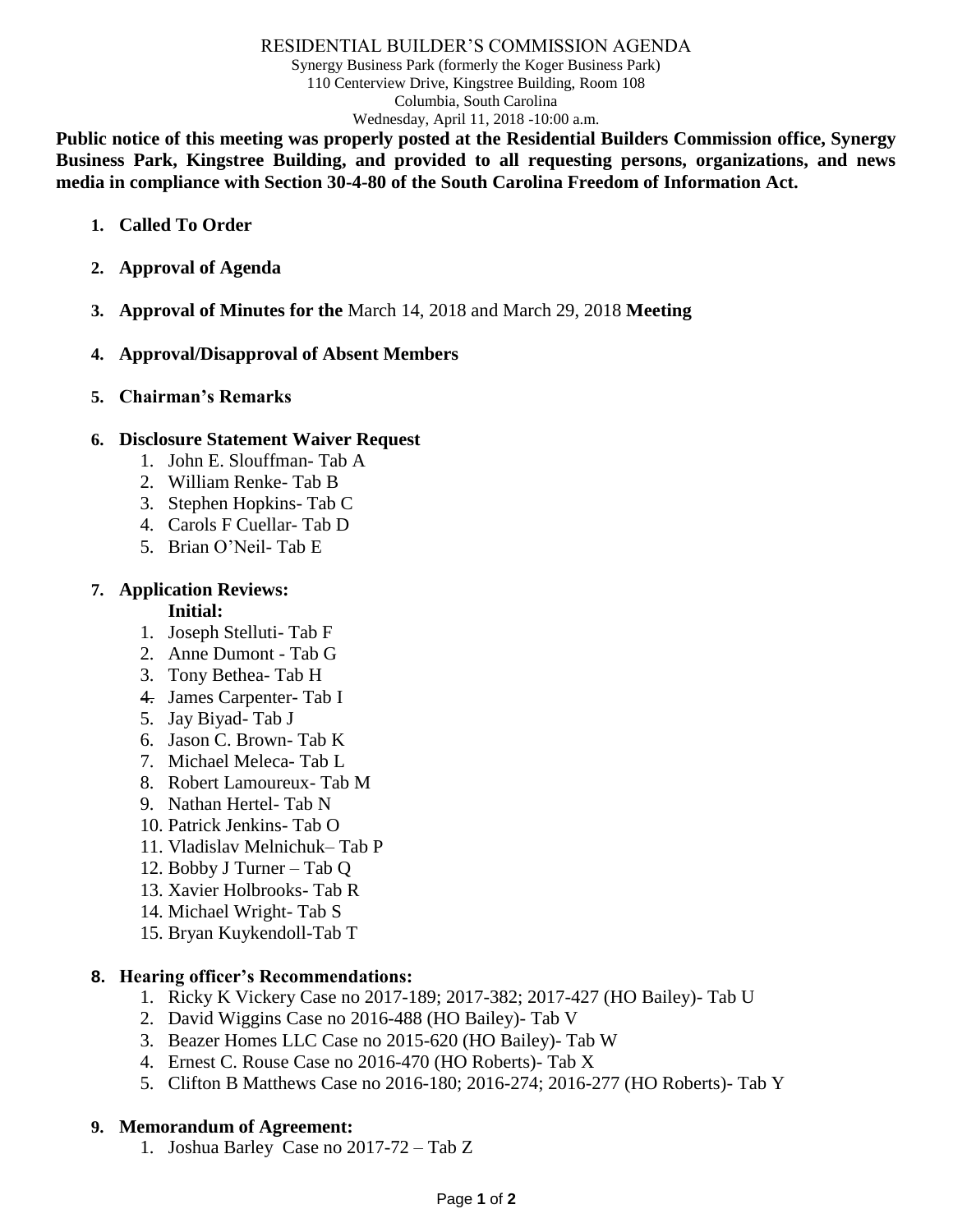RESIDENTIAL BUILDER'S COMMISSION AGENDA
Synergy Business Park (formerly the Koger Business Park)
110 Centerview Drive, Kingstree Building, Room 108
Columbia, South Carolina
Wednesday, April 11, 2018 -10:00 a.m.

**Public notice of this meeting was properly posted at the Residential Builders Commission office, Synergy Business Park, Kingstree Building, and provided to all requesting persons, organizations, and news media in compliance with Section 30-4-80 of the South Carolina Freedom of Information Act.**

1. **Called To Order**

2. **Approval of Agenda**

3. **Approval of Minutes for the** March 14, 2018 and March 29, 2018 **Meeting**

4. **Approval/Disapproval of Absent Members**

5. **Chairman's Remarks**

6. **Disclosure Statement Waiver Request**
   1. John E. Slouffman- Tab A
   2. William Renke- Tab B
   3. Stephen Hopkins- Tab C
   4. Carols F Cuellar- Tab D
   5. Brian O'Neil- Tab E

7. **Application Reviews:**

   **Initial:**
   1. Joseph Stelluti- Tab F
   2. Anne Dumont - Tab G
   3. Tony Bethea- Tab H
   4. James Carpenter- Tab I
   5. Jay Biyad- Tab J
   6. Jason C. Brown- Tab K
   7. Michael Meleca- Tab L
   8. Robert Lamoureux- Tab M
   9. Nathan Hertel- Tab N
   10. Patrick Jenkins- Tab O
   11. Vladislav Melnichuk– Tab P
   12. Bobby J Turner – Tab Q
   13. Xavier Holbrooks- Tab R
   14. Michael Wright- Tab S
   15. Bryan Kuykendoll-Tab T

8. **Hearing officer's Recommendations:**
   1. Ricky K Vickery Case no 2017-189; 2017-382; 2017-427 (HO Bailey)- Tab U
   2. David Wiggins Case no 2016-488 (HO Bailey)- Tab V
   3. Beazer Homes LLC Case no 2015-620 (HO Bailey)- Tab W
   4. Ernest C. Rouse Case no 2016-470 (HO Roberts)- Tab X
   5. Clifton B Matthews Case no 2016-180; 2016-274; 2016-277 (HO Roberts)- Tab Y

9. **Memorandum of Agreement:**
   1. Joshua Barley Case no 2017-72 – Tab Z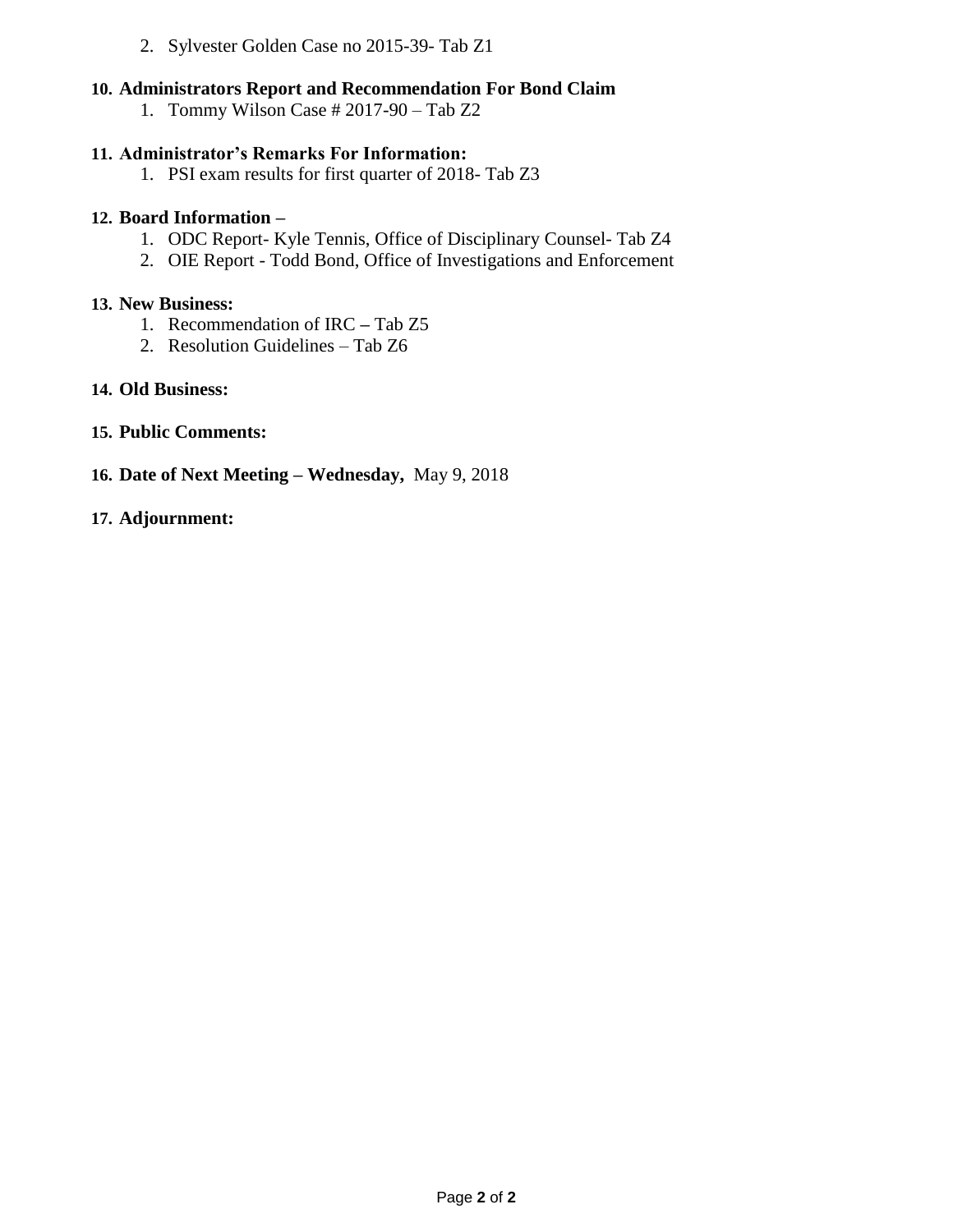2. Sylvester Golden Case no 2015-39- Tab Z1

**10. Administrators Report and Recommendation For Bond Claim**

1. Tommy Wilson Case # 2017-90 – Tab Z2

**11. Administrator's Remarks For Information:**

1. PSI exam results for first quarter of 2018- Tab Z3

**12. Board Information –**

1. ODC Report- Kyle Tennis, Office of Disciplinary Counsel- Tab Z4
2. OIE Report - Todd Bond, Office of Investigations and Enforcement

**13. New Business:**

1. Recommendation of IRC – Tab Z5
2. Resolution Guidelines – Tab Z6

**14. Old Business:**

**15. Public Comments:**

**16. Date of Next Meeting – Wednesday,** May 9, 2018

**17. Adjournment:**